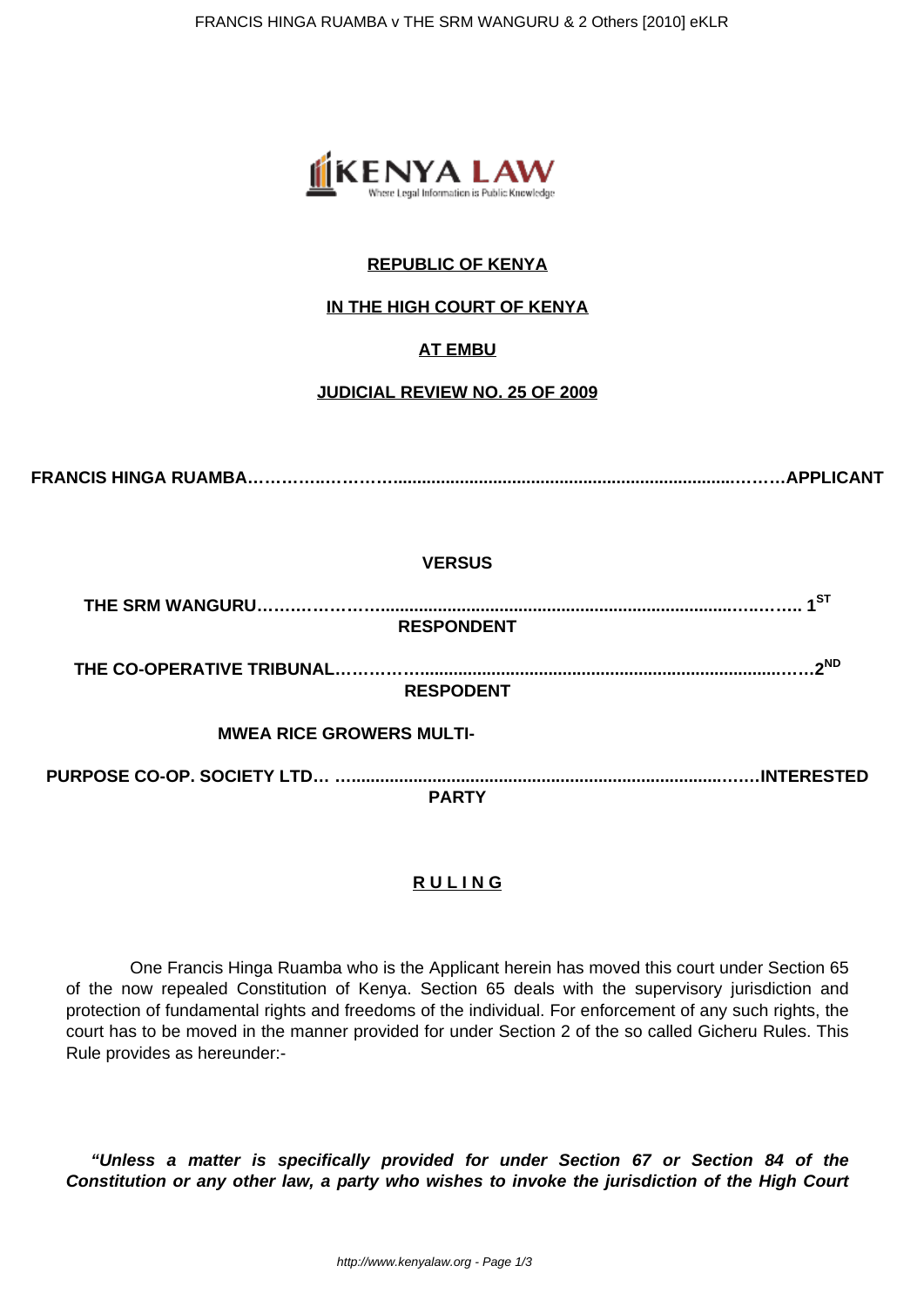**REPUBLIC OF KENYA**

**IN THE HIGH COURT OF KENYA**

**AT EMBU**

**JUDICIAL REVIEW NO. 25 OF 2009**

**FRANCIS HINGA RUAMBA……………………...................................................................………APPLICANT**

**VERSUS**

**THE SRM WANGURU………………….........................................................................……….. 1ST RESPONDENT**

**THE CO-OPERATIVE TRIBUNAL……………................................................................……2ND RESPODENT**

**MWEA RICE GROWERS MULTI-**

**PURPOSE CO-OP. SOCIETY LTD… .......................................................................……INTERESTED PARTY**

**R U L I N G**

One Francis Hinga Ruamba who is the Applicant herein has moved this court under Section 65 of the now repealed Constitution of Kenya. Section 65 deals with the supervisory jurisdiction and protection of fundamental rights and freedoms of the individual. For enforcement of any such rights, the court has to be moved in the manner provided for under Section 2 of the so called Gicheru Rules. This Rule provides as hereunder:-

***"Unless a matter is specifically provided for under Section 67 or Section 84 of the Constitution or any other law, a party who wishes to invoke the jurisdiction of the High Court***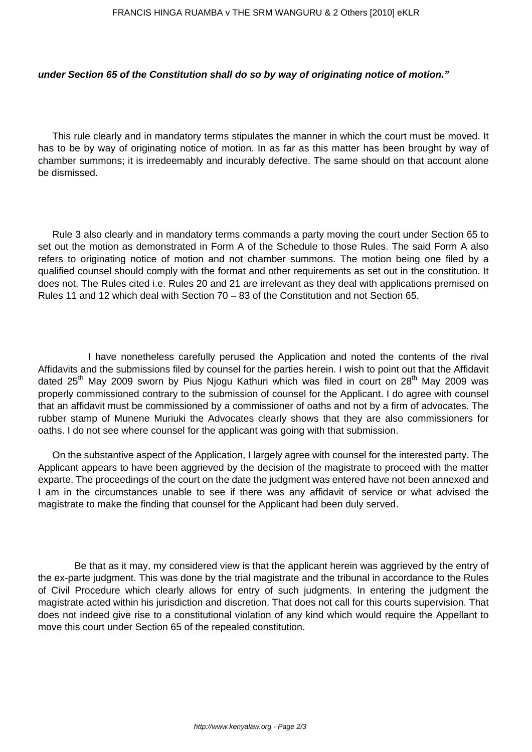***under Section 65 of the Constitution <u>shall</u> do so by way of originating notice of motion."***

This rule clearly and in mandatory terms stipulates the manner in which the court must be moved. It has to be by way of originating notice of motion. In as far as this matter has been brought by way of chamber summons; it is irredeemably and incurably defective. The same should on that account alone be dismissed.

Rule 3 also clearly and in mandatory terms commands a party moving the court under Section 65 to set out the motion as demonstrated in Form A of the Schedule to those Rules. The said Form A also refers to originating notice of motion and not chamber summons. The motion being one filed by a qualified counsel should comply with the format and other requirements as set out in the constitution. It does not. The Rules cited i.e. Rules 20 and 21 are irrelevant as they deal with applications premised on Rules 11 and 12 which deal with Section 70 – 83 of the Constitution and not Section 65.

I have nonetheless carefully perused the Application and noted the contents of the rival Affidavits and the submissions filed by counsel for the parties herein. I wish to point out that the Affidavit dated 25th May 2009 sworn by Pius Njogu Kathuri which was filed in court on 28th May 2009 was properly commissioned contrary to the submission of counsel for the Applicant. I do agree with counsel that an affidavit must be commissioned by a commissioner of oaths and not by a firm of advocates. The rubber stamp of Munene Muriuki the Advocates clearly shows that they are also commissioners for oaths. I do not see where counsel for the applicant was going with that submission.

On the substantive aspect of the Application, I largely agree with counsel for the interested party. The Applicant appears to have been aggrieved by the decision of the magistrate to proceed with the matter exparte. The proceedings of the court on the date the judgment was entered have not been annexed and I am in the circumstances unable to see if there was any affidavit of service or what advised the magistrate to make the finding that counsel for the Applicant had been duly served.

Be that as it may, my considered view is that the applicant herein was aggrieved by the entry of the ex-parte judgment. This was done by the trial magistrate and the tribunal in accordance to the Rules of Civil Procedure which clearly allows for entry of such judgments. In entering the judgment the magistrate acted within his jurisdiction and discretion. That does not call for this courts supervision. That does not indeed give rise to a constitutional violation of any kind which would require the Appellant to move this court under Section 65 of the repealed constitution.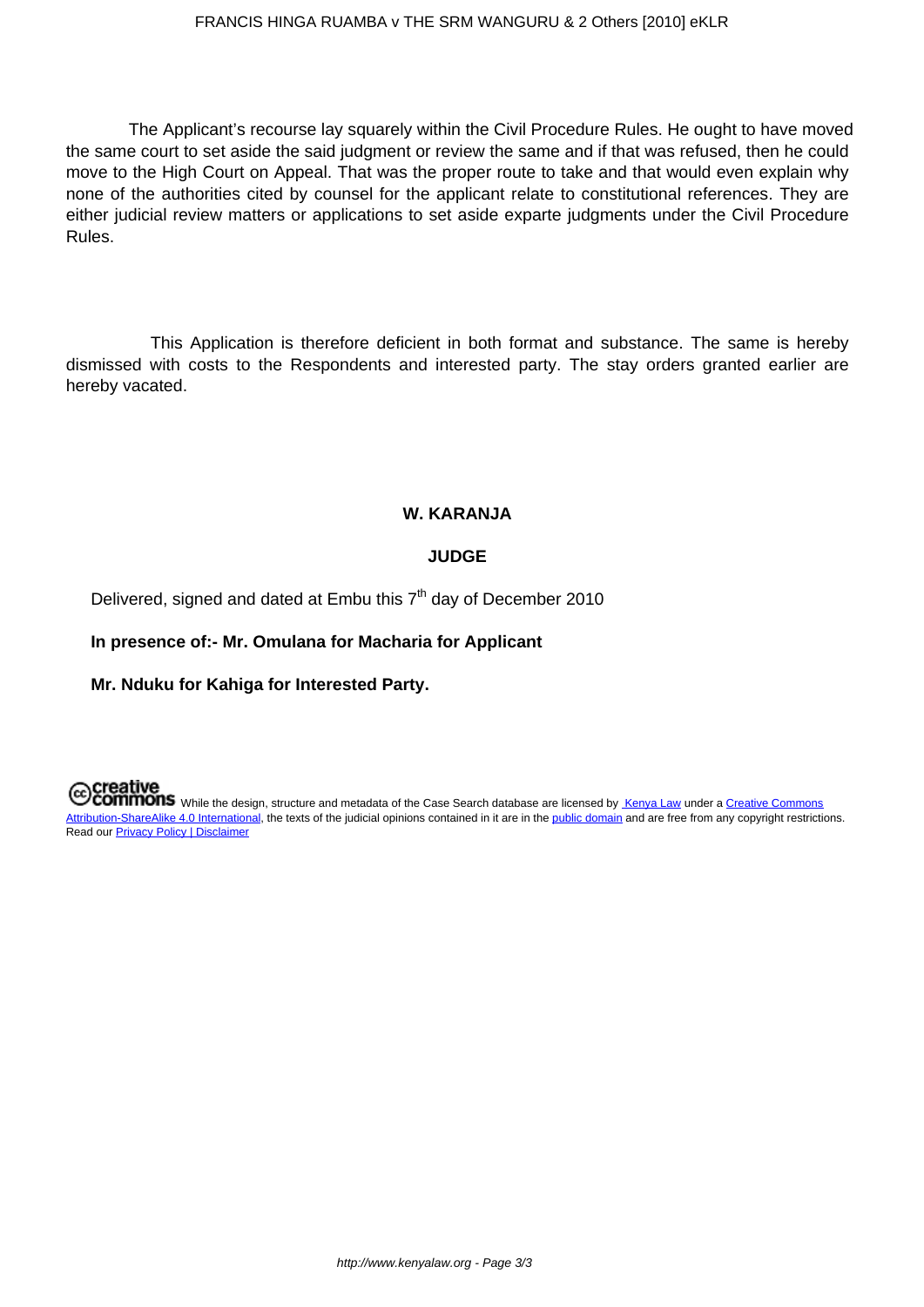The Applicant's recourse lay squarely within the Civil Procedure Rules. He ought to have moved the same court to set aside the said judgment or review the same and if that was refused, then he could move to the High Court on Appeal. That was the proper route to take and that would even explain why none of the authorities cited by counsel for the applicant relate to constitutional references. They are either judicial review matters or applications to set aside exparte judgments under the Civil Procedure Rules.

This Application is therefore deficient in both format and substance. The same is hereby dismissed with costs to the Respondents and interested party. The stay orders granted earlier are hereby vacated.

**W. KARANJA**

**JUDGE**

Delivered, signed and dated at Embu this 7th day of December 2010

**In presence of:- Mr. Omulana for Macharia for Applicant**

**Mr. Nduku for Kahiga for Interested Party.**

While the design, structure and metadata of the Case Search database are licensed by Kenya Law under a Creative Commons Attribution-ShareAlike 4.0 International, the texts of the judicial opinions contained in it are in the public domain and are free from any copyright restrictions. Read our Privacy Policy | Disclaimer